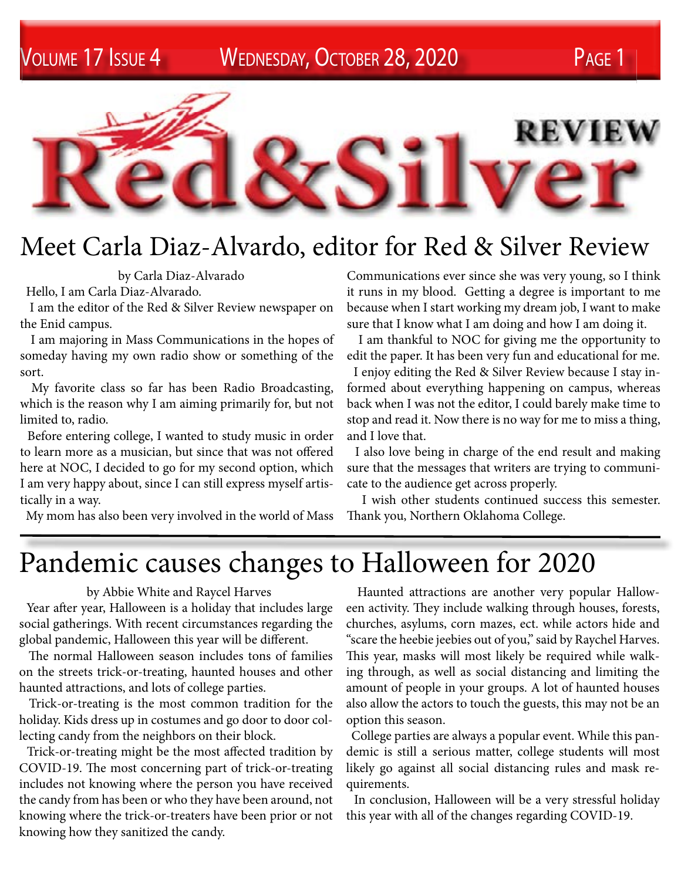# Red&Silver REVIEW

## Meet Carla Diaz-Alvardo, editor for Red & Silver Review

by Carla Diaz-Alvarado

Hello, I am Carla Diaz-Alvarado.

I am the editor of the Red & Silver Review newspaper on the Enid campus.

I am majoring in Mass Communications in the hopes of someday having my own radio show or something of the sort.

My favorite class so far has been Radio Broadcasting, which is the reason why I am aiming primarily for, but not limited to, radio.

Before entering college, I wanted to study music in order to learn more as a musician, but since that was not offered here at NOC, I decided to go for my second option, which I am very happy about, since I can still express myself artistically in a way.

My mom has also been very involved in the world of Mass Communications ever since she was very young, so I think it runs in my blood. Getting a degree is important to me because when I start working my dream job, I want to make sure that I know what I am doing and how I am doing it.

I am thankful to NOC for giving me the opportunity to edit the paper. It has been very fun and educational for me.

I enjoy editing the Red & Silver Review because I stay informed about everything happening on campus, whereas back when I was not the editor, I could barely make time to stop and read it. Now there is no way for me to miss a thing, and I love that.

I also love being in charge of the end result and making sure that the messages that writers are trying to communicate to the audience get across properly.

I wish other students continued success this semester. Thank you, Northern Oklahoma College.

## Pandemic causes changes to Halloween for 2020

by Abbie White and Raycel Harves

Year after year, Halloween is a holiday that includes large social gatherings. With recent circumstances regarding the global pandemic, Halloween this year will be different.

The normal Halloween season includes tons of families on the streets trick-or-treating, haunted houses and other haunted attractions, and lots of college parties.

Trick-or-treating is the most common tradition for the holiday. Kids dress up in costumes and go door to door collecting candy from the neighbors on their block.

Trick-or-treating might be the most affected tradition by COVID-19. The most concerning part of trick-or-treating includes not knowing where the person you have received the candy from has been or who they have been around, not knowing where the trick-or-treaters have been prior or not knowing how they sanitized the candy.

Haunted attractions are another very popular Halloween activity. They include walking through houses, forests, churches, asylums, corn mazes, ect. while actors hide and "scare the heebie jeebies out of you," said by Raychel Harves. This year, masks will most likely be required while walking through, as well as social distancing and limiting the amount of people in your groups. A lot of haunted houses also allow the actors to touch the guests, this may not be an option this season.

College parties are always a popular event. While this pandemic is still a serious matter, college students will most likely go against all social distancing rules and mask requirements.

In conclusion, Halloween will be a very stressful holiday this year with all of the changes regarding COVID-19.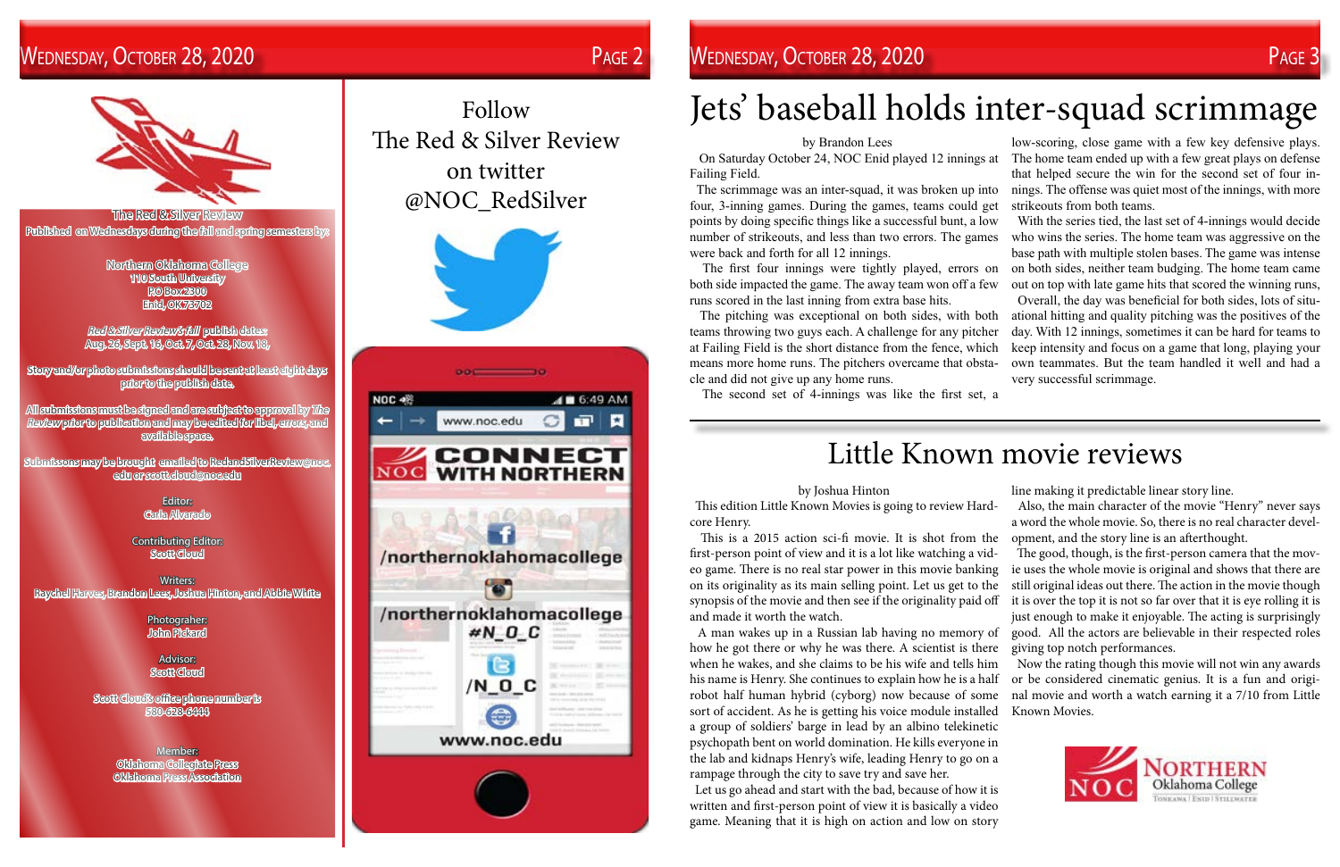The Red & Silver Review

Published on Wednesdays during the fall and spring semesters by:

Northern Oklahoma College
110 South University
P.O Box 2300
Enid, OK 73702

*Red & Silver Review's fall* publish dates:
Aug. 26, Sept. 16, Oct. 7, Oct. 28, Nov. 18,

Story and/or photo submissions should be sent at least eight days prior to the publish date.

All submissions must be signed and are subject to approval by *The Review* prior to publication and may be edited for libel, errors, and available space.

Submissons may be brought emailed to RedandSilverReview@noc.edu or scott.cloud@noc.edu

Editor:
Carla Alvarado

Contributing Editor:
Scott Cloud

Writers:
Raychel Harvey, Brandon Lees, Joshua Hinton, and Abbie White

Photograher:
John Pickard

Advisor:
Scott Cloud

Scott Cloud's office phone number is
580-628-6444

Member:
Oklahoma Collegiate Press
Oklahoma Press Association

Follow
The Red & Silver Review
on twitter
@NOC_RedSilver

NOC
CONNECT WITH NORTHERN
/northernoklahomacollege
/northernoklahomacollege
#N_O_C
/N_O_C
www.noc.edu

# Jets' baseball holds inter-squad scrimmage

by Brandon Lees

On Saturday October 24, NOC Enid played 12 innings at Failing Field.

The scrimmage was an inter-squad, it was broken up into four, 3-inning games. During the games, teams could get points by doing specific things like a successful bunt, a low number of strikeouts, and less than two errors. The games were back and forth for all 12 innings.

The first four innings were tightly played, errors on both side impacted the game. The away team won off a few runs scored in the last inning from extra base hits.

The pitching was exceptional on both sides, with both teams throwing two guys each. A challenge for any pitcher at Failing Field is the short distance from the fence, which means more home runs. The pitchers overcame that obstacle and did not give up any home runs.

The second set of 4-innings was like the first set, a low-scoring, close game with a few key defensive plays. The home team ended up with a few great plays on defense that helped secure the win for the second set of four innings. The offense was quiet most of the innings, with more strikeouts from both teams.

With the series tied, the last set of 4-innings would decide who wins the series. The home team was aggressive on the base path with multiple stolen bases. The game was intense on both sides, neither team budging. The home team came out on top with late game hits that scored the winning runs,

Overall, the day was beneficial for both sides, lots of situational hitting and quality pitching was the positives of the day. With 12 innings, sometimes it can be hard for teams to keep intensity and focus on a game that long, playing your own teammates. But the team handled it well and had a very successful scrimmage.

# Little Known movie reviews

by Joshua Hinton

This edition Little Known Movies is going to review Hardcore Henry.

This is a 2015 action sci-fi movie. It is shot from the first-person point of view and it is a lot like watching a video game. There is no real star power in this movie banking on its originality as its main selling point. Let us get to the synopsis of the movie and then see if the originality paid off and made it worth the watch.

A man wakes up in a Russian lab having no memory of how he got there or why he was there. A scientist is there when he wakes, and she claims to be his wife and tells him his name is Henry. She continues to explain how he is a half robot half human hybrid (cyborg) now because of some sort of accident. As he is getting his voice module installed a group of soldiers' barge in lead by an albino telekinetic psychopath bent on world domination. He kills everyone in the lab and kidnaps Henry's wife, leading Henry to go on a rampage through the city to save try and save her.

Let us go ahead and start with the bad, because of how it is written and first-person point of view it is basically a video game. Meaning that it is high on action and low on story line making it predictable linear story line.

Also, the main character of the movie "Henry" never says a word the whole movie. So, there is no real character development, and the story line is an afterthought.

The good, though, is the first-person camera that the movie uses the whole movie is original and shows that there are still original ideas out there. The action in the movie though it is over the top it is not so far over that it is eye rolling it is just enough to make it enjoyable. The acting is surprisingly good. All the actors are believable in their respected roles giving top notch performances.

Now the rating though this movie will not win any awards or be considered cinematic genius. It is a fun and original movie and worth a watch earning it a 7/10 from Little Known Movies.

NOC NORTHERN Oklahoma College
TONKAWA | ENID | STILLWATER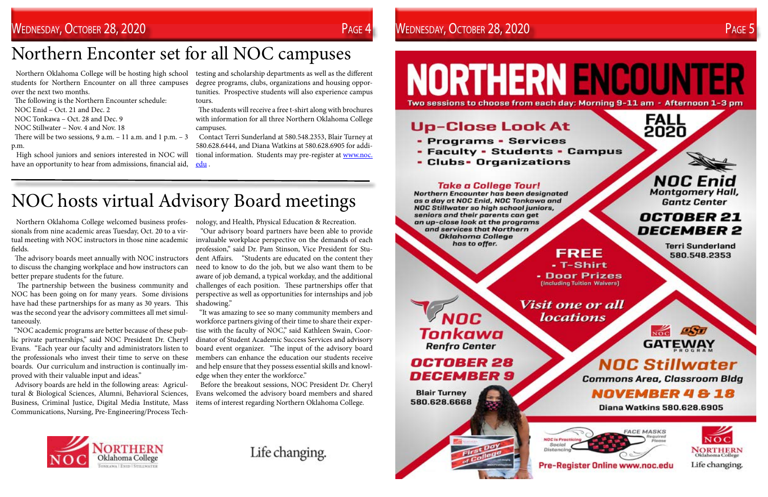# Northern Enconter set for all NOC campuses

Northern Oklahoma College will be hosting high school students for Northern Encounter on all three campuses over the next two months.

The following is the Northern Encounter schedule:

NOC Enid – Oct. 21 and Dec. 2

NOC Tonkawa – Oct. 28 and Dec. 9

NOC Stillwater – Nov. 4 and Nov. 18

There will be two sessions, 9 a.m. – 11 a.m. and 1 p.m. – 3 p.m.

High school juniors and seniors interested in NOC will have an opportunity to hear from admissions, financial aid, testing and scholarship departments as well as the different degree programs, clubs, organizations and housing opportunities. Prospective students will also experience campus tours.

The students will receive a free t-shirt along with brochures with information for all three Northern Oklahoma College campuses.

Contact Terri Sunderland at 580.548.2353, Blair Turney at 580.628.6444, and Diana Watkins at 580.628.6905 for additional information. Students may pre-register at www.noc.edu .

# NOC hosts virtual Advisory Board meetings

Northern Oklahoma College welcomed business professionals from nine academic areas Tuesday, Oct. 20 to a virtual meeting with NOC instructors in those nine academic fields.

The advisory boards meet annually with NOC instructors to discuss the changing workplace and how instructors can better prepare students for the future.

The partnership between the business community and NOC has been going on for many years. Some divisions have had these partnerships for as many as 30 years. This was the second year the advisory committees all met simultaneously.

"NOC academic programs are better because of these public private partnerships," said NOC President Dr. Cheryl Evans. "Each year our faculty and administrators listen to the professionals who invest their time to serve on these boards. Our curriculum and instruction is continually improved with their valuable input and ideas."

Advisory boards are held in the following areas: Agricultural & Biological Sciences, Alumni, Behavioral Sciences, Business, Criminal Justice, Digital Media Institute, Mass Communications, Nursing, Pre-Engineering/Process Technology, and Health, Physical Education & Recreation.

"Our advisory board partners have been able to provide invaluable workplace perspective on the demands of each profession," said Dr. Pam Stinson, Vice President for Student Affairs. "Students are educated on the content they need to know to do the job, but we also want them to be aware of job demand, a typical workday, and the additional challenges of each position. These partnerships offer that perspective as well as opportunities for internships and job shadowing."

"It was amazing to see so many community members and workforce partners giving of their time to share their expertise with the faculty of NOC," said Kathleen Swain, Coordinator of Student Academic Success Services and advisory board event organizer. "The input of the advisory board members can enhance the education our students receive and help ensure that they possess essential skills and knowledge when they enter the workforce."

Before the breakout sessions, NOC President Dr. Cheryl Evans welcomed the advisory board members and shared items of interest regarding Northern Oklahoma College.

NOC Northern Oklahoma College — Tonkawa | Enid | Stillwater

Life changing.

# NORTHERN ENCOUNTER

Two sessions to choose from each day: Morning 9-11 am - Afternoon 1-3 pm

FALL 2020

## Up-Close Look At

- Programs - Services
- Faculty - Students - Campus
- Clubs - Organizations

***Take a College Tour!***

***Northern Encounter has been designated as a day at NOC Enid, NOC Tonkawa and NOC Stillwater so high school juniors, seniors and their parents can get an up-close look at the programs and services that Northern Oklahoma College has to offer.***

**FREE**
- T-Shirt
- Door Prizes (Including Tuition Waivers)

***Visit one or all locations***

**NOC Enid**
Montgomery Hall, Gantz Center
**OCTOBER 21**
**DECEMBER 2**
Terri Sunderland 580.548.2353

**NOC Tonkawa**
Renfro Center
**OCTOBER 28**
**DECEMBER 9**
Blair Turney 580.628.6668

NOC OSU GATEWAY PROGRAM

**NOC Stillwater**
Commons Area, Classroom Bldg
**NOVEMBER 4 & 18**
Diana Watkins 580.628.6905

NOC is Practicing Social Distancing

FACE MASKS Required Please

**Pre-Register Online www.noc.edu**

NOC Northern Oklahoma College — Life changing.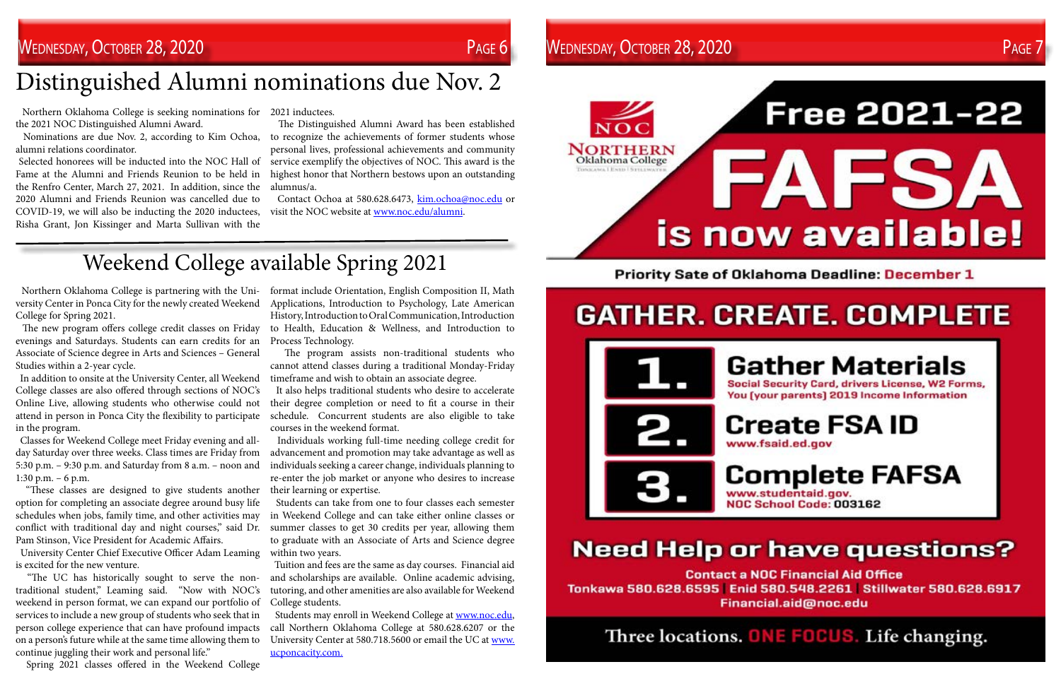# Distinguished Alumni nominations due Nov. 2

Northern Oklahoma College is seeking nominations for the 2021 NOC Distinguished Alumni Award.

Nominations are due Nov. 2, according to Kim Ochoa, alumni relations coordinator.

Selected honorees will be inducted into the NOC Hall of Fame at the Alumni and Friends Reunion to be held in the Renfro Center, March 27, 2021. In addition, since the 2020 Alumni and Friends Reunion was cancelled due to COVID-19, we will also be inducting the 2020 inductees, Risha Grant, Jon Kissinger and Marta Sullivan with the 2021 inductees.

The Distinguished Alumni Award has been established to recognize the achievements of former students whose personal lives, professional achievements and community service exemplify the objectives of NOC. This award is the highest honor that Northern bestows upon an outstanding alumnus/a.

Contact Ochoa at 580.628.6473, kim.ochoa@noc.edu or visit the NOC website at www.noc.edu/alumni.

# Weekend College available Spring 2021

Northern Oklahoma College is partnering with the University Center in Ponca City for the newly created Weekend College for Spring 2021.

The new program offers college credit classes on Friday evenings and Saturdays. Students can earn credits for an Associate of Science degree in Arts and Sciences – General Studies within a 2-year cycle.

In addition to onsite at the University Center, all Weekend College classes are also offered through sections of NOC's Online Live, allowing students who otherwise could not attend in person in Ponca City the flexibility to participate in the program.

Classes for Weekend College meet Friday evening and all-day Saturday over three weeks. Class times are Friday from 5:30 p.m. – 9:30 p.m. and Saturday from 8 a.m. – noon and 1:30 p.m. – 6 p.m.

"These classes are designed to give students another option for completing an associate degree around busy life schedules when jobs, family time, and other activities may conflict with traditional day and night courses," said Dr. Pam Stinson, Vice President for Academic Affairs.

University Center Chief Executive Officer Adam Leaming is excited for the new venture.

"The UC has historically sought to serve the non-traditional student," Leaming said. "Now with NOC's weekend in person format, we can expand our portfolio of services to include a new group of students who seek that in person college experience that can have profound impacts on a person's future while at the same time allowing them to continue juggling their work and personal life."

Spring 2021 classes offered in the Weekend College format include Orientation, English Composition II, Math Applications, Introduction to Psychology, Late American History, Introduction to Oral Communication, Introduction to Health, Education & Wellness, and Introduction to Process Technology.

The program assists non-traditional students who cannot attend classes during a traditional Monday-Friday timeframe and wish to obtain an associate degree.

It also helps traditional students who desire to accelerate their degree completion or need to fit a course in their schedule. Concurrent students are also eligible to take courses in the weekend format.

Individuals working full-time needing college credit for advancement and promotion may take advantage as well as individuals seeking a career change, individuals planning to re-enter the job market or anyone who desires to increase their learning or expertise.

Students can take from one to four classes each semester in Weekend College and can take either online classes or summer classes to get 30 credits per year, allowing them to graduate with an Associate of Arts and Science degree within two years.

Tuition and fees are the same as day courses. Financial aid and scholarships are available. Online academic advising, tutoring, and other amenities are also available for Weekend College students.

Students may enroll in Weekend College at www.noc.edu, call Northern Oklahoma College at 580.628.6207 or the University Center at 580.718.5600 or email the UC at www.ucponcacity.com.

NOC Northern Oklahoma College
Tonkawa | Enid | Stillwater

# Free 2021-22 FAFSA is now available!

Priority Sate of Oklahoma Deadline: December 1

## GATHER. CREATE. COMPLETE

**1. Gather Materials**
Social Security Card, drivers License, W2 Forms, You (your parents) 2019 Income Information

**2. Create FSA ID**
www.fsaid.ed.gov

**3. Complete FAFSA**
www.studentaid.gov.
NOC School Code: 003162

## Need Help or have questions?

Contact a NOC Financial Aid Office
Tonkawa 580.628.6595 | Enid 580.548.2261 | Stillwater 580.628.6917
Financial.aid@noc.edu

Three locations. ONE FOCUS. Life changing.